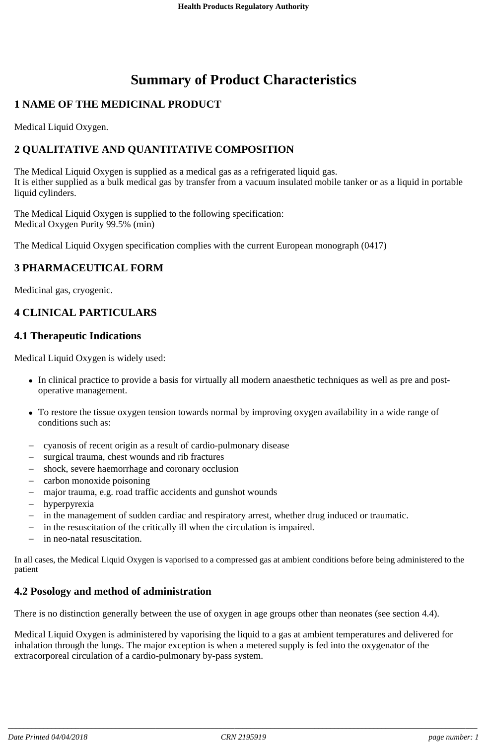# Summary of Product Characteristics

## 1 NAME OF THE MEDICINAL PRODUCT

Medical Liquid Oxygen.

## 2 QUALITATIVE AND QUANTITATIVE COMPOSITION

The Medical Liquid Oxygen is supplied as a medical gas as a refrigerated liquid gas.
It is either supplied as a bulk medical gas by transfer from a vacuum insulated mobile tanker or as a liquid in portable liquid cylinders.

The Medical Liquid Oxygen is supplied to the following specification:
Medical Oxygen Purity 99.5% (min)

The Medical Liquid Oxygen specification complies with the current European monograph (0417)

## 3 PHARMACEUTICAL FORM

Medicinal gas, cryogenic.

## 4 CLINICAL PARTICULARS

### 4.1 Therapeutic Indications

Medical Liquid Oxygen is widely used:

- In clinical practice to provide a basis for virtually all modern anaesthetic techniques as well as pre and post-operative management.

- To restore the tissue oxygen tension towards normal by improving oxygen availability in a wide range of conditions such as:

– cyanosis of recent origin as a result of cardio-pulmonary disease
– surgical trauma, chest wounds and rib fractures
– shock, severe haemorrhage and coronary occlusion
– carbon monoxide poisoning
– major trauma, e.g. road traffic accidents and gunshot wounds
– hyperpyrexia
– in the management of sudden cardiac and respiratory arrest, whether drug induced or traumatic.
– in the resuscitation of the critically ill when the circulation is impaired.
– in neo-natal resuscitation.

In all cases, the Medical Liquid Oxygen is vaporised to a compressed gas at ambient conditions before being administered to the patient

### 4.2 Posology and method of administration

There is no distinction generally between the use of oxygen in age groups other than neonates (see section 4.4).

Medical Liquid Oxygen is administered by vaporising the liquid to a gas at ambient temperatures and delivered for inhalation through the lungs. The major exception is when a metered supply is fed into the oxygenator of the extracorporeal circulation of a cardio-pulmonary by-pass system.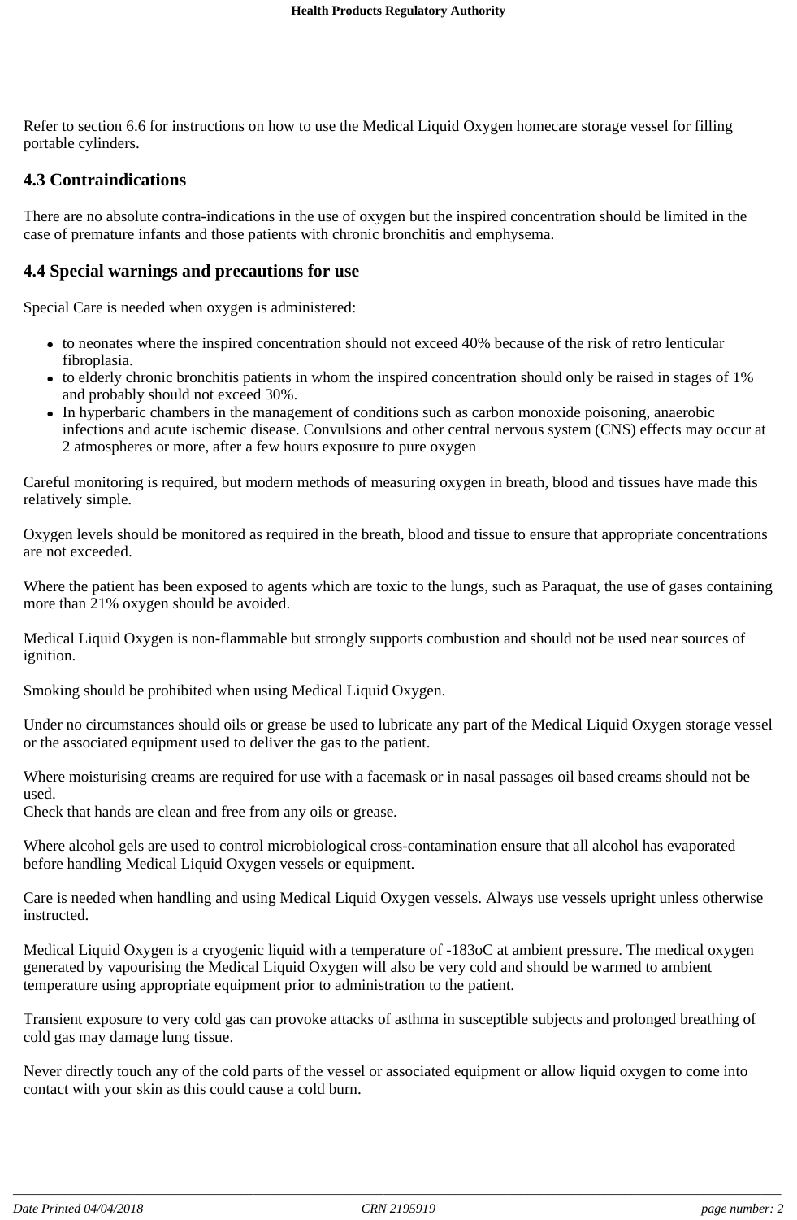Refer to section 6.6 for instructions on how to use the Medical Liquid Oxygen homecare storage vessel for filling portable cylinders.

## 4.3 Contraindications

There are no absolute contra-indications in the use of oxygen but the inspired concentration should be limited in the case of premature infants and those patients with chronic bronchitis and emphysema.

## 4.4 Special warnings and precautions for use

Special Care is needed when oxygen is administered:

- to neonates where the inspired concentration should not exceed 40% because of the risk of retro lenticular fibroplasia.
- to elderly chronic bronchitis patients in whom the inspired concentration should only be raised in stages of 1% and probably should not exceed 30%.
- In hyperbaric chambers in the management of conditions such as carbon monoxide poisoning, anaerobic infections and acute ischemic disease. Convulsions and other central nervous system (CNS) effects may occur at 2 atmospheres or more, after a few hours exposure to pure oxygen

Careful monitoring is required, but modern methods of measuring oxygen in breath, blood and tissues have made this relatively simple.

Oxygen levels should be monitored as required in the breath, blood and tissue to ensure that appropriate concentrations are not exceeded.

Where the patient has been exposed to agents which are toxic to the lungs, such as Paraquat, the use of gases containing more than 21% oxygen should be avoided.

Medical Liquid Oxygen is non-flammable but strongly supports combustion and should not be used near sources of ignition.

Smoking should be prohibited when using Medical Liquid Oxygen.

Under no circumstances should oils or grease be used to lubricate any part of the Medical Liquid Oxygen storage vessel or the associated equipment used to deliver the gas to the patient.

Where moisturising creams are required for use with a facemask or in nasal passages oil based creams should not be used.
Check that hands are clean and free from any oils or grease.

Where alcohol gels are used to control microbiological cross-contamination ensure that all alcohol has evaporated before handling Medical Liquid Oxygen vessels or equipment.

Care is needed when handling and using Medical Liquid Oxygen vessels. Always use vessels upright unless otherwise instructed.

Medical Liquid Oxygen is a cryogenic liquid with a temperature of -183oC at ambient pressure. The medical oxygen generated by vapourising the Medical Liquid Oxygen will also be very cold and should be warmed to ambient temperature using appropriate equipment prior to administration to the patient.

Transient exposure to very cold gas can provoke attacks of asthma in susceptible subjects and prolonged breathing of cold gas may damage lung tissue.

Never directly touch any of the cold parts of the vessel or associated equipment or allow liquid oxygen to come into contact with your skin as this could cause a cold burn.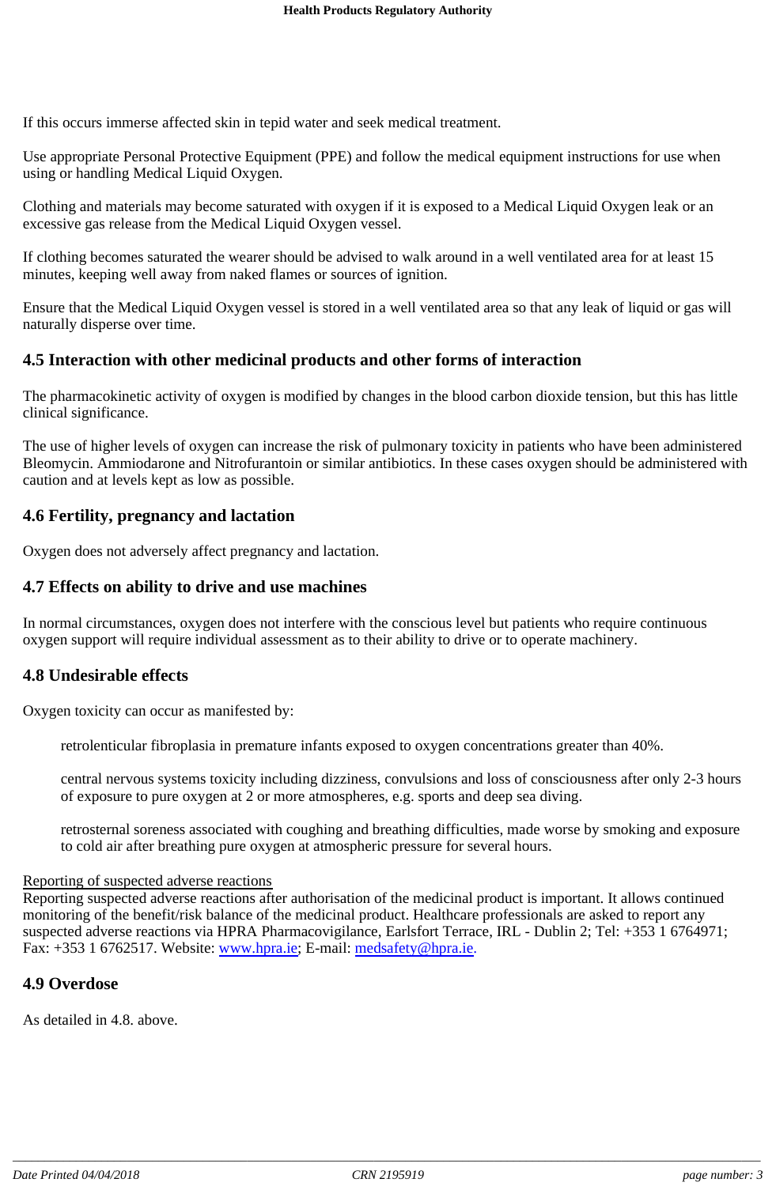If this occurs immerse affected skin in tepid water and seek medical treatment.

Use appropriate Personal Protective Equipment (PPE) and follow the medical equipment instructions for use when using or handling Medical Liquid Oxygen.

Clothing and materials may become saturated with oxygen if it is exposed to a Medical Liquid Oxygen leak or an excessive gas release from the Medical Liquid Oxygen vessel.

If clothing becomes saturated the wearer should be advised to walk around in a well ventilated area for at least 15 minutes, keeping well away from naked flames or sources of ignition.

Ensure that the Medical Liquid Oxygen vessel is stored in a well ventilated area so that any leak of liquid or gas will naturally disperse over time.

## 4.5 Interaction with other medicinal products and other forms of interaction

The pharmacokinetic activity of oxygen is modified by changes in the blood carbon dioxide tension, but this has little clinical significance.

The use of higher levels of oxygen can increase the risk of pulmonary toxicity in patients who have been administered Bleomycin. Ammiodarone and Nitrofurantoin or similar antibiotics. In these cases oxygen should be administered with caution and at levels kept as low as possible.

## 4.6 Fertility, pregnancy and lactation

Oxygen does not adversely affect pregnancy and lactation.

## 4.7 Effects on ability to drive and use machines

In normal circumstances, oxygen does not interfere with the conscious level but patients who require continuous oxygen support will require individual assessment as to their ability to drive or to operate machinery.

## 4.8 Undesirable effects

Oxygen toxicity can occur as manifested by:

retrolenticular fibroplasia in premature infants exposed to oxygen concentrations greater than 40%.

central nervous systems toxicity including dizziness, convulsions and loss of consciousness after only 2-3 hours of exposure to pure oxygen at 2 or more atmospheres, e.g. sports and deep sea diving.

retrosternal soreness associated with coughing and breathing difficulties, made worse by smoking and exposure to cold air after breathing pure oxygen at atmospheric pressure for several hours.

Reporting of suspected adverse reactions

Reporting suspected adverse reactions after authorisation of the medicinal product is important. It allows continued monitoring of the benefit/risk balance of the medicinal product. Healthcare professionals are asked to report any suspected adverse reactions via HPRA Pharmacovigilance, Earlsfort Terrace, IRL - Dublin 2; Tel: +353 1 6764971; Fax: +353 1 6762517. Website: www.hpra.ie; E-mail: medsafety@hpra.ie.

## 4.9 Overdose

As detailed in 4.8. above.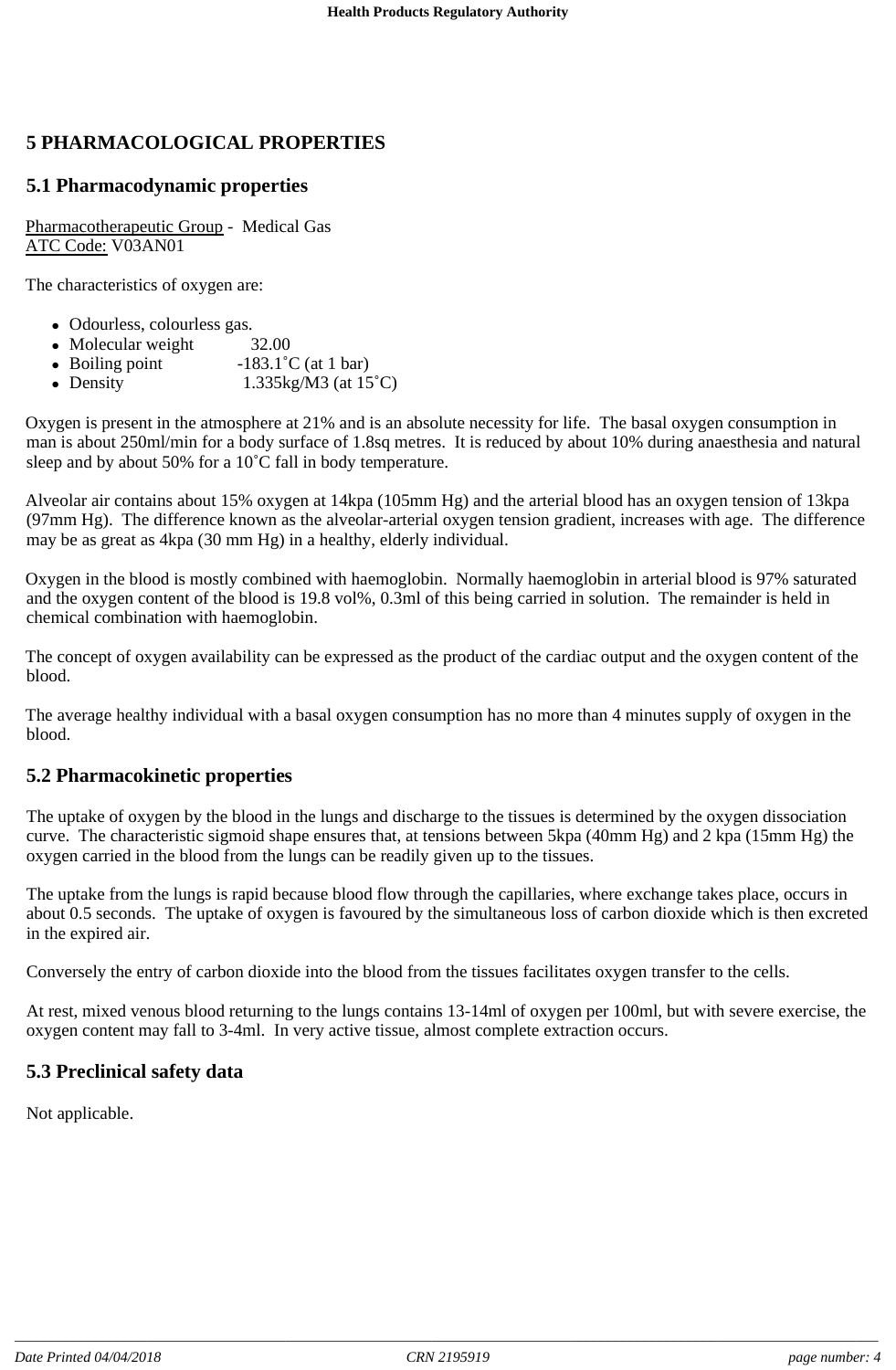# 5 PHARMACOLOGICAL PROPERTIES

## 5.1 Pharmacodynamic properties

Pharmacotherapeutic Group - Medical Gas
ATC Code: V03AN01

The characteristics of oxygen are:

- Odourless, colourless gas.
- Molecular weight 32.00
- Boiling point -183.1˚C (at 1 bar)
- Density 1.335kg/M3 (at 15˚C)

Oxygen is present in the atmosphere at 21% and is an absolute necessity for life. The basal oxygen consumption in man is about 250ml/min for a body surface of 1.8sq metres. It is reduced by about 10% during anaesthesia and natural sleep and by about 50% for a 10˚C fall in body temperature.

Alveolar air contains about 15% oxygen at 14kpa (105mm Hg) and the arterial blood has an oxygen tension of 13kpa (97mm Hg). The difference known as the alveolar-arterial oxygen tension gradient, increases with age. The difference may be as great as 4kpa (30 mm Hg) in a healthy, elderly individual.

Oxygen in the blood is mostly combined with haemoglobin. Normally haemoglobin in arterial blood is 97% saturated and the oxygen content of the blood is 19.8 vol%, 0.3ml of this being carried in solution. The remainder is held in chemical combination with haemoglobin.

The concept of oxygen availability can be expressed as the product of the cardiac output and the oxygen content of the blood.

The average healthy individual with a basal oxygen consumption has no more than 4 minutes supply of oxygen in the blood.

## 5.2 Pharmacokinetic properties

The uptake of oxygen by the blood in the lungs and discharge to the tissues is determined by the oxygen dissociation curve. The characteristic sigmoid shape ensures that, at tensions between 5kpa (40mm Hg) and 2 kpa (15mm Hg) the oxygen carried in the blood from the lungs can be readily given up to the tissues.

The uptake from the lungs is rapid because blood flow through the capillaries, where exchange takes place, occurs in about 0.5 seconds. The uptake of oxygen is favoured by the simultaneous loss of carbon dioxide which is then excreted in the expired air.

Conversely the entry of carbon dioxide into the blood from the tissues facilitates oxygen transfer to the cells.

At rest, mixed venous blood returning to the lungs contains 13-14ml of oxygen per 100ml, but with severe exercise, the oxygen content may fall to 3-4ml. In very active tissue, almost complete extraction occurs.

## 5.3 Preclinical safety data

Not applicable.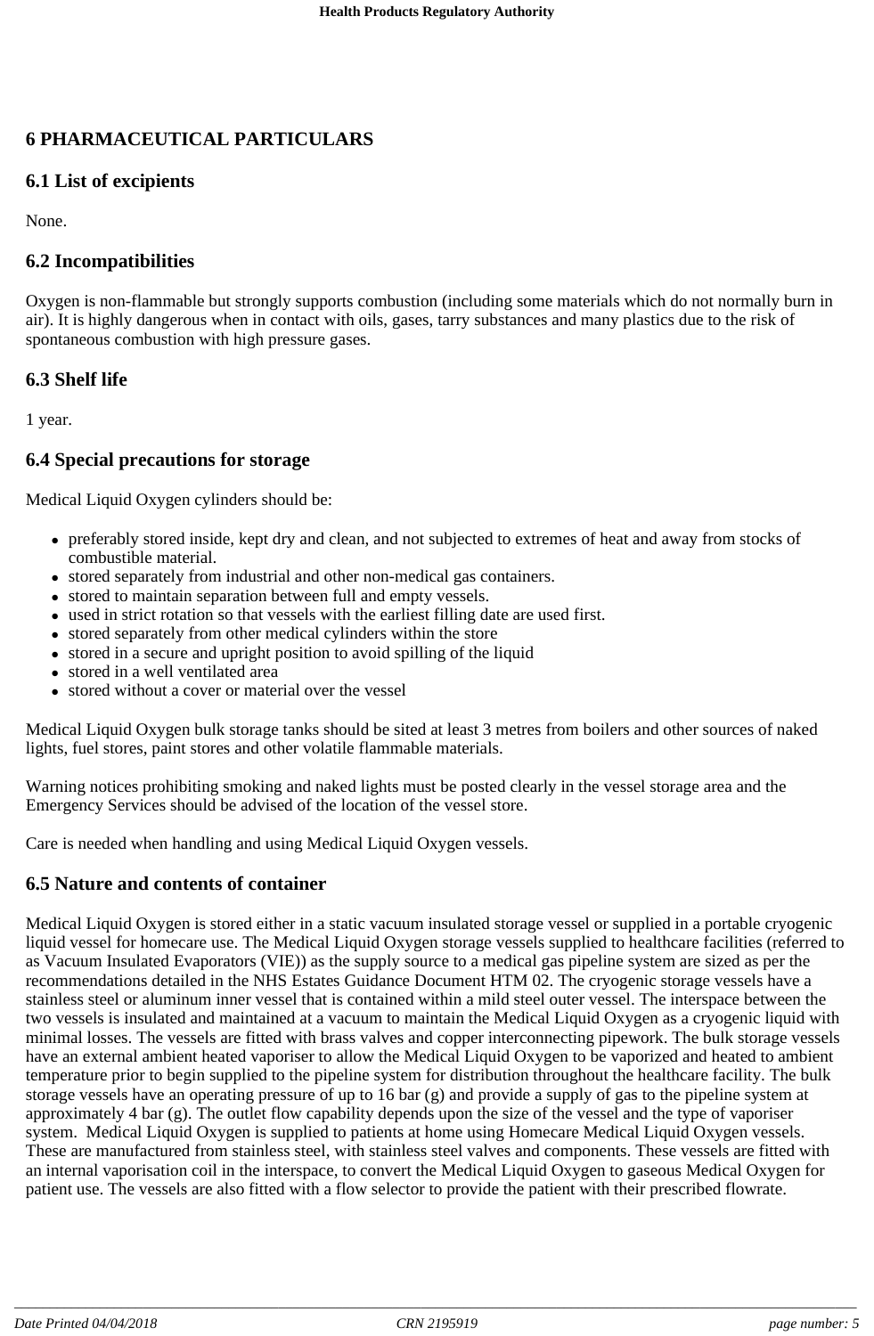# 6 PHARMACEUTICAL PARTICULARS

## 6.1 List of excipients

None.

## 6.2 Incompatibilities

Oxygen is non-flammable but strongly supports combustion (including some materials which do not normally burn in air). It is highly dangerous when in contact with oils, gases, tarry substances and many plastics due to the risk of spontaneous combustion with high pressure gases.

## 6.3 Shelf life

1 year.

## 6.4 Special precautions for storage

Medical Liquid Oxygen cylinders should be:

- preferably stored inside, kept dry and clean, and not subjected to extremes of heat and away from stocks of combustible material.
- stored separately from industrial and other non-medical gas containers.
- stored to maintain separation between full and empty vessels.
- used in strict rotation so that vessels with the earliest filling date are used first.
- stored separately from other medical cylinders within the store
- stored in a secure and upright position to avoid spilling of the liquid
- stored in a well ventilated area
- stored without a cover or material over the vessel

Medical Liquid Oxygen bulk storage tanks should be sited at least 3 metres from boilers and other sources of naked lights, fuel stores, paint stores and other volatile flammable materials.

Warning notices prohibiting smoking and naked lights must be posted clearly in the vessel storage area and the Emergency Services should be advised of the location of the vessel store.

Care is needed when handling and using Medical Liquid Oxygen vessels.

## 6.5 Nature and contents of container

Medical Liquid Oxygen is stored either in a static vacuum insulated storage vessel or supplied in a portable cryogenic liquid vessel for homecare use. The Medical Liquid Oxygen storage vessels supplied to healthcare facilities (referred to as Vacuum Insulated Evaporators (VIE)) as the supply source to a medical gas pipeline system are sized as per the recommendations detailed in the NHS Estates Guidance Document HTM 02. The cryogenic storage vessels have a stainless steel or aluminum inner vessel that is contained within a mild steel outer vessel. The interspace between the two vessels is insulated and maintained at a vacuum to maintain the Medical Liquid Oxygen as a cryogenic liquid with minimal losses. The vessels are fitted with brass valves and copper interconnecting pipework. The bulk storage vessels have an external ambient heated vaporiser to allow the Medical Liquid Oxygen to be vaporized and heated to ambient temperature prior to begin supplied to the pipeline system for distribution throughout the healthcare facility. The bulk storage vessels have an operating pressure of up to 16 bar (g) and provide a supply of gas to the pipeline system at approximately 4 bar (g). The outlet flow capability depends upon the size of the vessel and the type of vaporiser system. Medical Liquid Oxygen is supplied to patients at home using Homecare Medical Liquid Oxygen vessels. These are manufactured from stainless steel, with stainless steel valves and components. These vessels are fitted with an internal vaporisation coil in the interspace, to convert the Medical Liquid Oxygen to gaseous Medical Oxygen for patient use. The vessels are also fitted with a flow selector to provide the patient with their prescribed flowrate.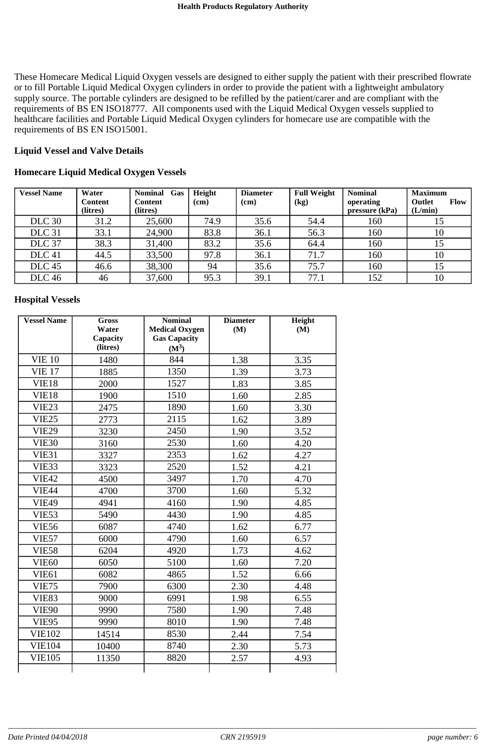These Homecare Medical Liquid Oxygen vessels are designed to either supply the patient with their prescribed flowrate or to fill Portable Liquid Medical Oxygen cylinders in order to provide the patient with a lightweight ambulatory supply source. The portable cylinders are designed to be refilled by the patient/carer and are compliant with the requirements of BS EN ISO18777. All components used with the Liquid Medical Oxygen vessels supplied to healthcare facilities and Portable Liquid Medical Oxygen cylinders for homecare use are compatible with the requirements of BS EN ISO15001.

**Liquid Vessel and Valve Details**

**Homecare Liquid Medical Oxygen Vessels**

| Vessel Name | Water Content (litres) | Nominal Gas Content (litres) | Height (cm) | Diameter (cm) | Full Weight (kg) | Nominal operating pressure (kPa) | Maximum Outlet Flow (L/min) |
|---|---|---|---|---|---|---|---|
| DLC 30 | 31.2 | 25,600 | 74.9 | 35.6 | 54.4 | 160 | 15 |
| DLC 31 | 33.1 | 24,900 | 83.8 | 36.1 | 56.3 | 160 | 10 |
| DLC 37 | 38.3 | 31,400 | 83.2 | 35.6 | 64.4 | 160 | 15 |
| DLC 41 | 44.5 | 33,500 | 97.8 | 36.1 | 71.7 | 160 | 10 |
| DLC 45 | 46.6 | 38,300 | 94 | 35.6 | 75.7 | 160 | 15 |
| DLC 46 | 46 | 37,600 | 95.3 | 39.1 | 77.1 | 152 | 10 |

**Hospital Vessels**

| Vessel Name | Gross Water Capacity (litres) | Nominal Medical Oxygen Gas Capacity ($M^3$) | Diameter (M) | Height (M) |
|---|---|---|---|---|
| VIE 10 | 1480 | 844 | 1.38 | 3.35 |
| VIE 17 | 1885 | 1350 | 1.39 | 3.73 |
| VIE18 | 2000 | 1527 | 1.83 | 3.85 |
| VIE18 | 1900 | 1510 | 1.60 | 2.85 |
| VIE23 | 2475 | 1890 | 1.60 | 3.30 |
| VIE25 | 2773 | 2115 | 1.62 | 3.89 |
| VIE29 | 3230 | 2450 | 1.90 | 3.52 |
| VIE30 | 3160 | 2530 | 1.60 | 4.20 |
| VIE31 | 3327 | 2353 | 1.62 | 4.27 |
| VIE33 | 3323 | 2520 | 1.52 | 4.21 |
| VIE42 | 4500 | 3497 | 1.70 | 4.70 |
| VIE44 | 4700 | 3700 | 1.60 | 5.32 |
| VIE49 | 4941 | 4160 | 1.90 | 4.85 |
| VIE53 | 5490 | 4430 | 1.90 | 4.85 |
| VIE56 | 6087 | 4740 | 1.62 | 6.77 |
| VIE57 | 6000 | 4790 | 1.60 | 6.57 |
| VIE58 | 6204 | 4920 | 1.73 | 4.62 |
| VIE60 | 6050 | 5100 | 1.60 | 7.20 |
| VIE61 | 6082 | 4865 | 1.52 | 6.66 |
| VIE75 | 7900 | 6300 | 2.30 | 4.48 |
| VIE83 | 9000 | 6991 | 1.98 | 6.55 |
| VIE90 | 9990 | 7580 | 1.90 | 7.48 |
| VIE95 | 9990 | 8010 | 1.90 | 7.48 |
| VIE102 | 14514 | 8530 | 2.44 | 7.54 |
| VIE104 | 10400 | 8740 | 2.30 | 5.73 |
| VIE105 | 11350 | 8820 | 2.57 | 4.93 |
| | | | | |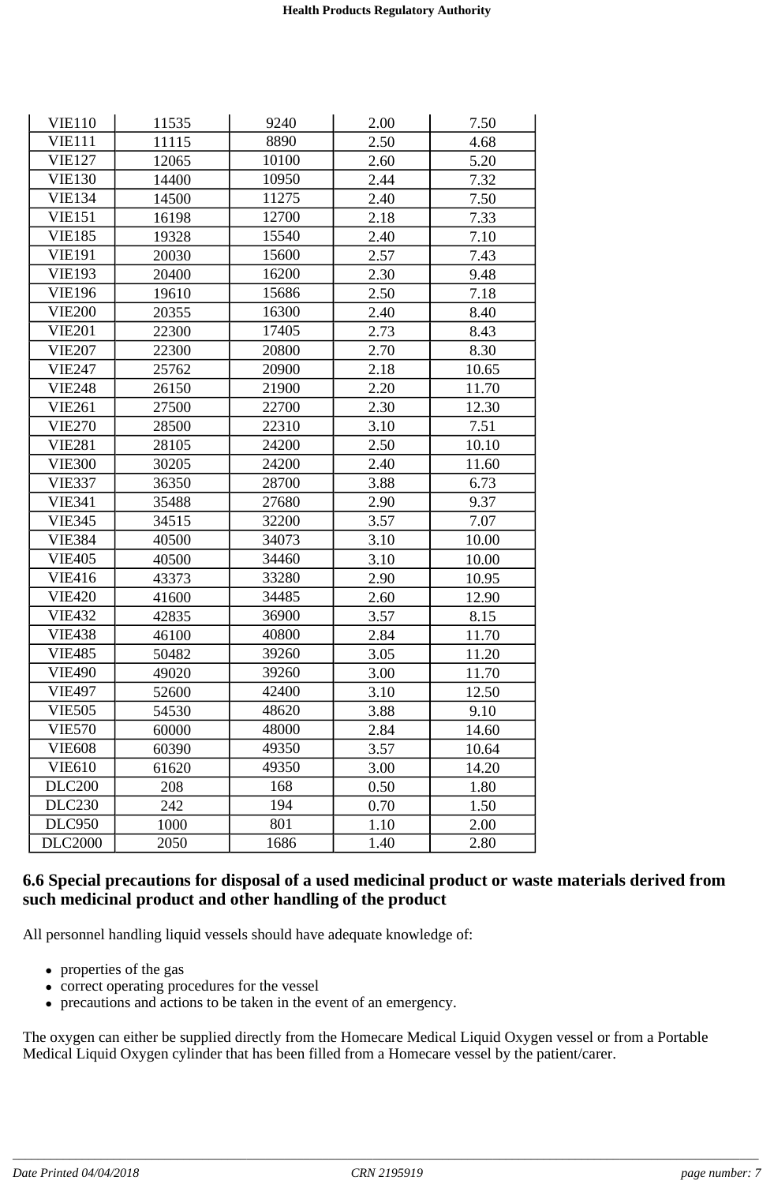| VIE110 | 11535 | 9240 | 2.00 | 7.50 |
|---|---|---|---|---|
| VIE111 | 11115 | 8890 | 2.50 | 4.68 |
| VIE127 | 12065 | 10100 | 2.60 | 5.20 |
| VIE130 | 14400 | 10950 | 2.44 | 7.32 |
| VIE134 | 14500 | 11275 | 2.40 | 7.50 |
| VIE151 | 16198 | 12700 | 2.18 | 7.33 |
| VIE185 | 19328 | 15540 | 2.40 | 7.10 |
| VIE191 | 20030 | 15600 | 2.57 | 7.43 |
| VIE193 | 20400 | 16200 | 2.30 | 9.48 |
| VIE196 | 19610 | 15686 | 2.50 | 7.18 |
| VIE200 | 20355 | 16300 | 2.40 | 8.40 |
| VIE201 | 22300 | 17405 | 2.73 | 8.43 |
| VIE207 | 22300 | 20800 | 2.70 | 8.30 |
| VIE247 | 25762 | 20900 | 2.18 | 10.65 |
| VIE248 | 26150 | 21900 | 2.20 | 11.70 |
| VIE261 | 27500 | 22700 | 2.30 | 12.30 |
| VIE270 | 28500 | 22310 | 3.10 | 7.51 |
| VIE281 | 28105 | 24200 | 2.50 | 10.10 |
| VIE300 | 30205 | 24200 | 2.40 | 11.60 |
| VIE337 | 36350 | 28700 | 3.88 | 6.73 |
| VIE341 | 35488 | 27680 | 2.90 | 9.37 |
| VIE345 | 34515 | 32200 | 3.57 | 7.07 |
| VIE384 | 40500 | 34073 | 3.10 | 10.00 |
| VIE405 | 40500 | 34460 | 3.10 | 10.00 |
| VIE416 | 43373 | 33280 | 2.90 | 10.95 |
| VIE420 | 41600 | 34485 | 2.60 | 12.90 |
| VIE432 | 42835 | 36900 | 3.57 | 8.15 |
| VIE438 | 46100 | 40800 | 2.84 | 11.70 |
| VIE485 | 50482 | 39260 | 3.05 | 11.20 |
| VIE490 | 49020 | 39260 | 3.00 | 11.70 |
| VIE497 | 52600 | 42400 | 3.10 | 12.50 |
| VIE505 | 54530 | 48620 | 3.88 | 9.10 |
| VIE570 | 60000 | 48000 | 2.84 | 14.60 |
| VIE608 | 60390 | 49350 | 3.57 | 10.64 |
| VIE610 | 61620 | 49350 | 3.00 | 14.20 |
| DLC200 | 208 | 168 | 0.50 | 1.80 |
| DLC230 | 242 | 194 | 0.70 | 1.50 |
| DLC950 | 1000 | 801 | 1.10 | 2.00 |
| DLC2000 | 2050 | 1686 | 1.40 | 2.80 |

## 6.6 Special precautions for disposal of a used medicinal product or waste materials derived from such medicinal product and other handling of the product

All personnel handling liquid vessels should have adequate knowledge of:

- properties of the gas
- correct operating procedures for the vessel
- precautions and actions to be taken in the event of an emergency.

The oxygen can either be supplied directly from the Homecare Medical Liquid Oxygen vessel or from a Portable Medical Liquid Oxygen cylinder that has been filled from a Homecare vessel by the patient/carer.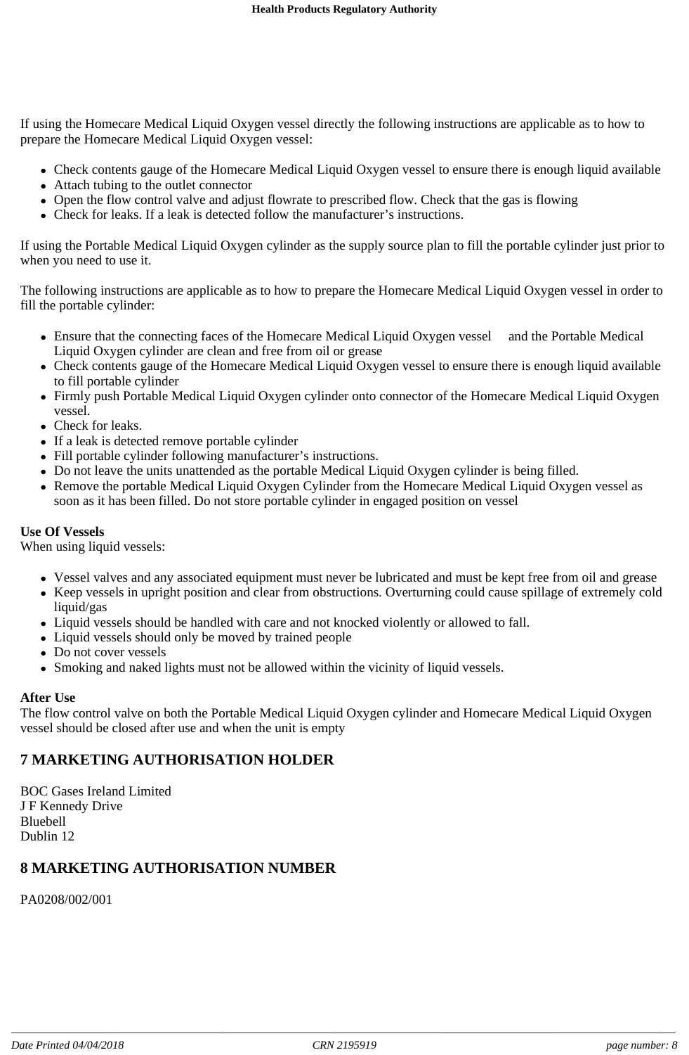If using the Homecare Medical Liquid Oxygen vessel directly the following instructions are applicable as to how to prepare the Homecare Medical Liquid Oxygen vessel:

- Check contents gauge of the Homecare Medical Liquid Oxygen vessel to ensure there is enough liquid available
- Attach tubing to the outlet connector
- Open the flow control valve and adjust flowrate to prescribed flow. Check that the gas is flowing
- Check for leaks. If a leak is detected follow the manufacturer's instructions.

If using the Portable Medical Liquid Oxygen cylinder as the supply source plan to fill the portable cylinder just prior to when you need to use it.

The following instructions are applicable as to how to prepare the Homecare Medical Liquid Oxygen vessel in order to fill the portable cylinder:

- Ensure that the connecting faces of the Homecare Medical Liquid Oxygen vessel and the Portable Medical Liquid Oxygen cylinder are clean and free from oil or grease
- Check contents gauge of the Homecare Medical Liquid Oxygen vessel to ensure there is enough liquid available to fill portable cylinder
- Firmly push Portable Medical Liquid Oxygen cylinder onto connector of the Homecare Medical Liquid Oxygen vessel.
- Check for leaks.
- If a leak is detected remove portable cylinder
- Fill portable cylinder following manufacturer's instructions.
- Do not leave the units unattended as the portable Medical Liquid Oxygen cylinder is being filled.
- Remove the portable Medical Liquid Oxygen Cylinder from the Homecare Medical Liquid Oxygen vessel as soon as it has been filled. Do not store portable cylinder in engaged position on vessel

**Use Of Vessels**
When using liquid vessels:

- Vessel valves and any associated equipment must never be lubricated and must be kept free from oil and grease
- Keep vessels in upright position and clear from obstructions. Overturning could cause spillage of extremely cold liquid/gas
- Liquid vessels should be handled with care and not knocked violently or allowed to fall.
- Liquid vessels should only be moved by trained people
- Do not cover vessels
- Smoking and naked lights must not be allowed within the vicinity of liquid vessels.

**After Use**
The flow control valve on both the Portable Medical Liquid Oxygen cylinder and Homecare Medical Liquid Oxygen vessel should be closed after use and when the unit is empty

## 7 MARKETING AUTHORISATION HOLDER

BOC Gases Ireland Limited
J F Kennedy Drive
Bluebell
Dublin 12

## 8 MARKETING AUTHORISATION NUMBER

PA0208/002/001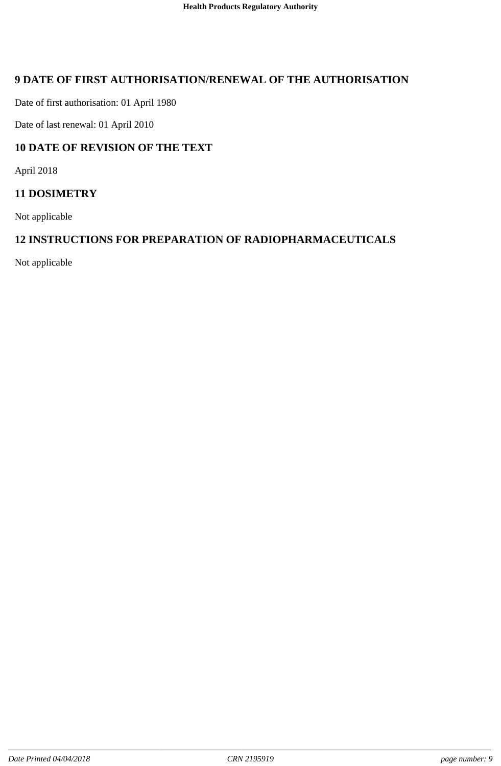## 9 DATE OF FIRST AUTHORISATION/RENEWAL OF THE AUTHORISATION

Date of first authorisation: 01 April 1980

Date of last renewal: 01 April 2010

## 10 DATE OF REVISION OF THE TEXT

April 2018

## 11 DOSIMETRY

Not applicable

## 12 INSTRUCTIONS FOR PREPARATION OF RADIOPHARMACEUTICALS

Not applicable